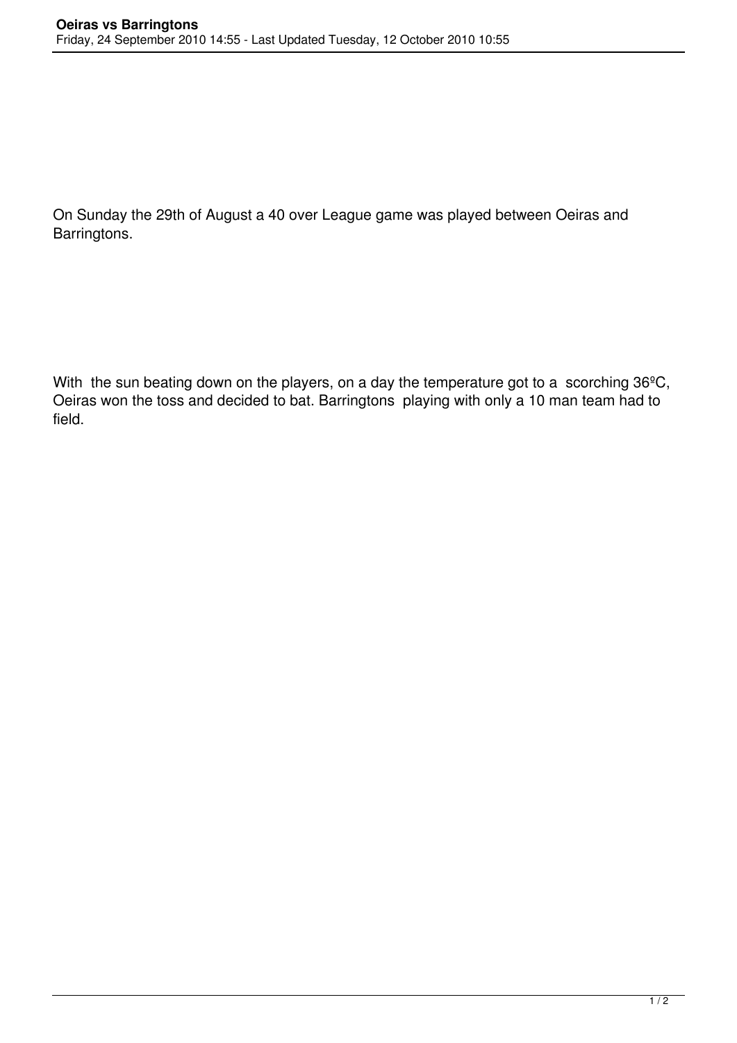On Sunday the 29th of August a 40 over League game was played between Oeiras and Barringtons.

With the sun beating down on the players, on a day the temperature got to a scorching 36ºC, Oeiras won the toss and decided to bat. Barringtons playing with only a 10 man team had to field.